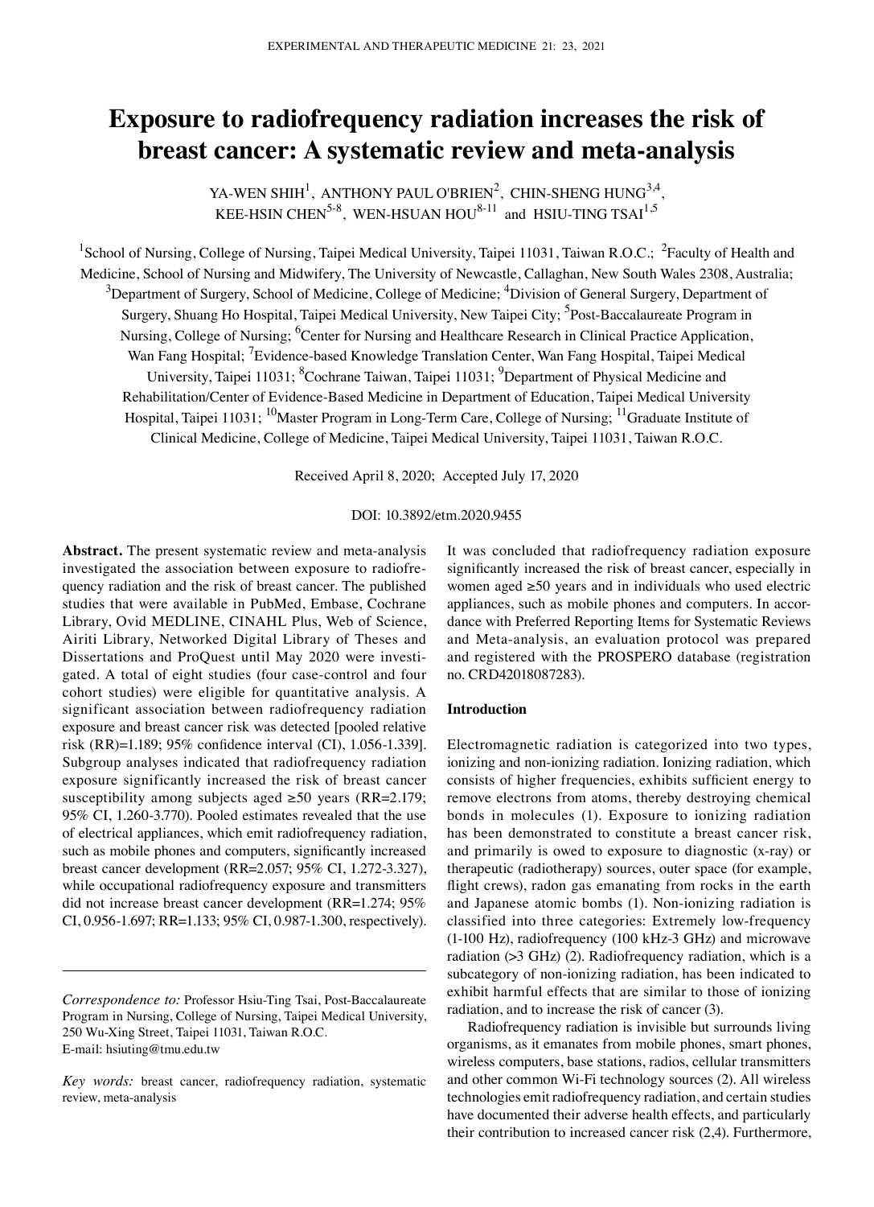# Exposure to radiofrequency radiation increases the risk of breast cancer: A systematic review and meta-analysis

YA-WEN SHIH[1], ANTHONY PAUL O'BRIEN[2], CHIN-SHENG HUNG[3,4], KEE-HSIN CHEN[5-8], WEN-HSUAN HOU[8-11] and HSIU-TING TSAI[1,5]

[1]School of Nursing, College of Nursing, Taipei Medical University, Taipei 11031, Taiwan R.O.C.; [2]Faculty of Health and Medicine, School of Nursing and Midwifery, The University of Newcastle, Callaghan, New South Wales 2308, Australia; [3]Department of Surgery, School of Medicine, College of Medicine; [4]Division of General Surgery, Department of Surgery, Shuang Ho Hospital, Taipei Medical University, New Taipei City; [5]Post-Baccalaureate Program in Nursing, College of Nursing; [6]Center for Nursing and Healthcare Research in Clinical Practice Application, Wan Fang Hospital; [7]Evidence-based Knowledge Translation Center, Wan Fang Hospital, Taipei Medical University, Taipei 11031; [8]Cochrane Taiwan, Taipei 11031; [9]Department of Physical Medicine and Rehabilitation/Center of Evidence-Based Medicine in Department of Education, Taipei Medical University Hospital, Taipei 11031; [10]Master Program in Long-Term Care, College of Nursing; [11]Graduate Institute of Clinical Medicine, College of Medicine, Taipei Medical University, Taipei 11031, Taiwan R.O.C.

Received April 8, 2020; Accepted July 17, 2020

DOI: 10.3892/etm.2020.9455

**Abstract.** The present systematic review and meta-analysis investigated the association between exposure to radiofrequency radiation and the risk of breast cancer. The published studies that were available in PubMed, Embase, Cochrane Library, Ovid MEDLINE, CINAHL Plus, Web of Science, Airiti Library, Networked Digital Library of Theses and Dissertations and ProQuest until May 2020 were investigated. A total of eight studies (four case-control and four cohort studies) were eligible for quantitative analysis. A significant association between radiofrequency radiation exposure and breast cancer risk was detected [pooled relative risk (RR)=1.189; 95% confidence interval (CI), 1.056-1.339]. Subgroup analyses indicated that radiofrequency radiation exposure significantly increased the risk of breast cancer susceptibility among subjects aged ≥50 years (RR=2.179; 95% CI, 1.260-3.770). Pooled estimates revealed that the use of electrical appliances, which emit radiofrequency radiation, such as mobile phones and computers, significantly increased breast cancer development (RR=2.057; 95% CI, 1.272-3.327), while occupational radiofrequency exposure and transmitters did not increase breast cancer development (RR=1.274; 95% CI, 0.956-1.697; RR=1.133; 95% CI, 0.987-1.300, respectively). It was concluded that radiofrequency radiation exposure significantly increased the risk of breast cancer, especially in women aged ≥50 years and in individuals who used electric appliances, such as mobile phones and computers. In accordance with Preferred Reporting Items for Systematic Reviews and Meta-analysis, an evaluation protocol was prepared and registered with the PROSPERO database (registration no. CRD42018087283).

*Correspondence to:* Professor Hsiu-Ting Tsai, Post-Baccalaureate Program in Nursing, College of Nursing, Taipei Medical University, 250 Wu-Xing Street, Taipei 11031, Taiwan R.O.C.
E-mail: hsiuting@tmu.edu.tw

*Key words:* breast cancer, radiofrequency radiation, systematic review, meta-analysis

## Introduction

Electromagnetic radiation is categorized into two types, ionizing and non-ionizing radiation. Ionizing radiation, which consists of higher frequencies, exhibits sufficient energy to remove electrons from atoms, thereby destroying chemical bonds in molecules (1). Exposure to ionizing radiation has been demonstrated to constitute a breast cancer risk, and primarily is owed to exposure to diagnostic (x-ray) or therapeutic (radiotherapy) sources, outer space (for example, flight crews), radon gas emanating from rocks in the earth and Japanese atomic bombs (1). Non-ionizing radiation is classified into three categories: Extremely low-frequency (1-100 Hz), radiofrequency (100 kHz-3 GHz) and microwave radiation (>3 GHz) (2). Radiofrequency radiation, which is a subcategory of non-ionizing radiation, has been indicated to exhibit harmful effects that are similar to those of ionizing radiation, and to increase the risk of cancer (3).

Radiofrequency radiation is invisible but surrounds living organisms, as it emanates from mobile phones, smart phones, wireless computers, base stations, radios, cellular transmitters and other common Wi-Fi technology sources (2). All wireless technologies emit radiofrequency radiation, and certain studies have documented their adverse health effects, and particularly their contribution to increased cancer risk (2,4). Furthermore,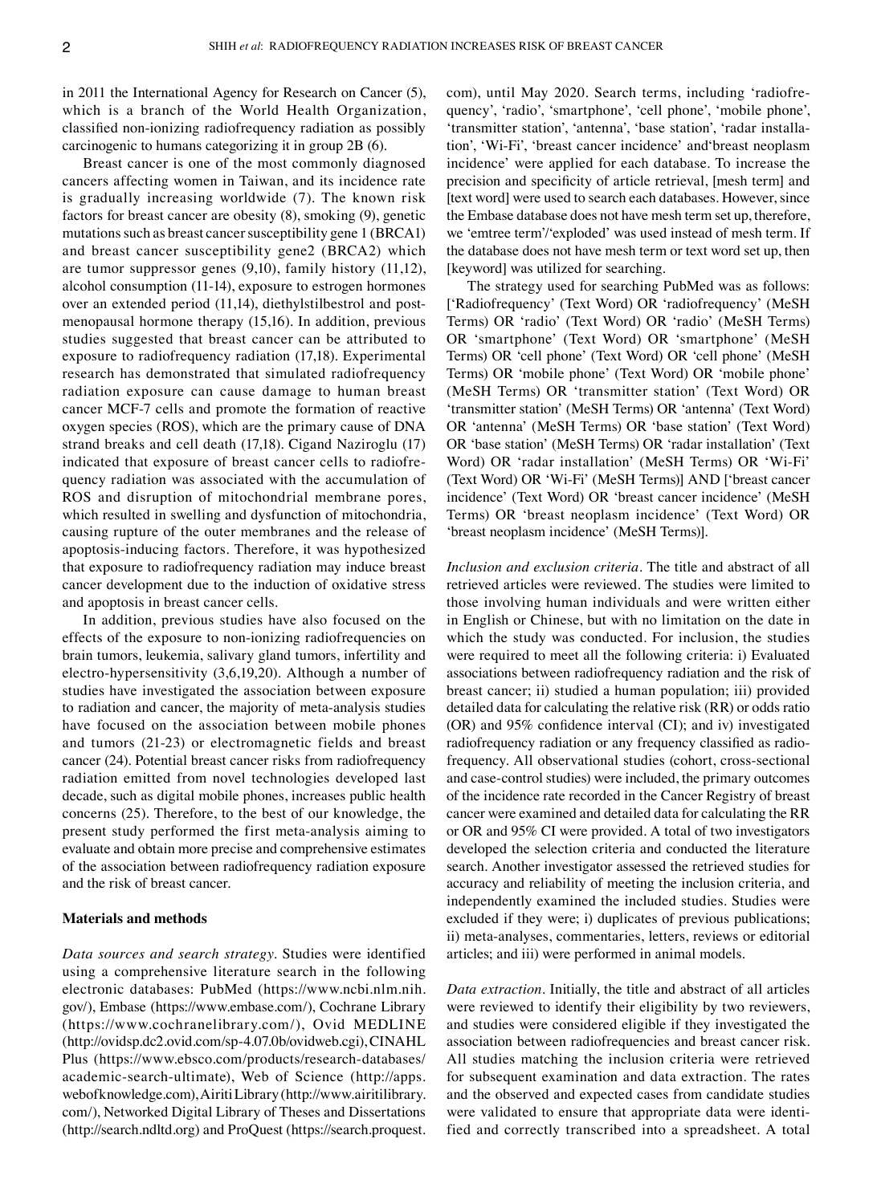in 2011 the International Agency for Research on Cancer (5), which is a branch of the World Health Organization, classified non-ionizing radiofrequency radiation as possibly carcinogenic to humans categorizing it in group 2B (6).

Breast cancer is one of the most commonly diagnosed cancers affecting women in Taiwan, and its incidence rate is gradually increasing worldwide (7). The known risk factors for breast cancer are obesity (8), smoking (9), genetic mutations such as breast cancer susceptibility gene 1 (BRCA1) and breast cancer susceptibility gene2 (BRCA2) which are tumor suppressor genes (9,10), family history (11,12), alcohol consumption (11-14), exposure to estrogen hormones over an extended period (11,14), diethylstilbestrol and post-menopausal hormone therapy (15,16). In addition, previous studies suggested that breast cancer can be attributed to exposure to radiofrequency radiation (17,18). Experimental research has demonstrated that simulated radiofrequency radiation exposure can cause damage to human breast cancer MCF-7 cells and promote the formation of reactive oxygen species (ROS), which are the primary cause of DNA strand breaks and cell death (17,18). Cigand Naziroglu (17) indicated that exposure of breast cancer cells to radiofrequency radiation was associated with the accumulation of ROS and disruption of mitochondrial membrane pores, which resulted in swelling and dysfunction of mitochondria, causing rupture of the outer membranes and the release of apoptosis-inducing factors. Therefore, it was hypothesized that exposure to radiofrequency radiation may induce breast cancer development due to the induction of oxidative stress and apoptosis in breast cancer cells.

In addition, previous studies have also focused on the effects of the exposure to non-ionizing radiofrequencies on brain tumors, leukemia, salivary gland tumors, infertility and electro-hypersensitivity (3,6,19,20). Although a number of studies have investigated the association between exposure to radiation and cancer, the majority of meta-analysis studies have focused on the association between mobile phones and tumors (21-23) or electromagnetic fields and breast cancer (24). Potential breast cancer risks from radiofrequency radiation emitted from novel technologies developed last decade, such as digital mobile phones, increases public health concerns (25). Therefore, to the best of our knowledge, the present study performed the first meta-analysis aiming to evaluate and obtain more precise and comprehensive estimates of the association between radiofrequency radiation exposure and the risk of breast cancer.

## Materials and methods

*Data sources and search strategy.* Studies were identified using a comprehensive literature search in the following electronic databases: PubMed (https://www.ncbi.nlm.nih.gov/), Embase (https://www.embase.com/), Cochrane Library (https://www.cochranelibrary.com/), Ovid MEDLINE (http://ovidsp.dc2.ovid.com/sp-4.07.0b/ovidweb.cgi), CINAHL Plus (https://www.ebsco.com/products/research-databases/academic-search-ultimate), Web of Science (http://apps.webofknowledge.com), Airiti Library (http://www.airitilibrary.com/), Networked Digital Library of Theses and Dissertations (http://search.ndltd.org) and ProQuest (https://search.proquest.com), until May 2020. Search terms, including 'radiofrequency', 'radio', 'smartphone', 'cell phone', 'mobile phone', 'transmitter station', 'antenna', 'base station', 'radar installation', 'Wi-Fi', 'breast cancer incidence' and'breast neoplasm incidence' were applied for each database. To increase the precision and specificity of article retrieval, [mesh term] and [text word] were used to search each databases. However, since the Embase database does not have mesh term set up, therefore, we 'emtree term'/'exploded' was used instead of mesh term. If the database does not have mesh term or text word set up, then [keyword] was utilized for searching.

The strategy used for searching PubMed was as follows: ['Radiofrequency' (Text Word) OR 'radiofrequency' (MeSH Terms) OR 'radio' (Text Word) OR 'radio' (MeSH Terms) OR 'smartphone' (Text Word) OR 'smartphone' (MeSH Terms) OR 'cell phone' (Text Word) OR 'cell phone' (MeSH Terms) OR 'mobile phone' (Text Word) OR 'mobile phone' (MeSH Terms) OR 'transmitter station' (Text Word) OR 'transmitter station' (MeSH Terms) OR 'antenna' (Text Word) OR 'antenna' (MeSH Terms) OR 'base station' (Text Word) OR 'base station' (MeSH Terms) OR 'radar installation' (Text Word) OR 'radar installation' (MeSH Terms) OR 'Wi-Fi' (Text Word) OR 'Wi-Fi' (MeSH Terms)] AND ['breast cancer incidence' (Text Word) OR 'breast cancer incidence' (MeSH Terms) OR 'breast neoplasm incidence' (Text Word) OR 'breast neoplasm incidence' (MeSH Terms)].

*Inclusion and exclusion criteria.* The title and abstract of all retrieved articles were reviewed. The studies were limited to those involving human individuals and were written either in English or Chinese, but with no limitation on the date in which the study was conducted. For inclusion, the studies were required to meet all the following criteria: i) Evaluated associations between radiofrequency radiation and the risk of breast cancer; ii) studied a human population; iii) provided detailed data for calculating the relative risk (RR) or odds ratio (OR) and 95% confidence interval (CI); and iv) investigated radiofrequency radiation or any frequency classified as radiofrequency. All observational studies (cohort, cross-sectional and case-control studies) were included, the primary outcomes of the incidence rate recorded in the Cancer Registry of breast cancer were examined and detailed data for calculating the RR or OR and 95% CI were provided. A total of two investigators developed the selection criteria and conducted the literature search. Another investigator assessed the retrieved studies for accuracy and reliability of meeting the inclusion criteria, and independently examined the included studies. Studies were excluded if they were; i) duplicates of previous publications; ii) meta-analyses, commentaries, letters, reviews or editorial articles; and iii) were performed in animal models.

*Data extraction.* Initially, the title and abstract of all articles were reviewed to identify their eligibility by two reviewers, and studies were considered eligible if they investigated the association between radiofrequencies and breast cancer risk. All studies matching the inclusion criteria were retrieved for subsequent examination and data extraction. The rates and the observed and expected cases from candidate studies were validated to ensure that appropriate data were identified and correctly transcribed into a spreadsheet. A total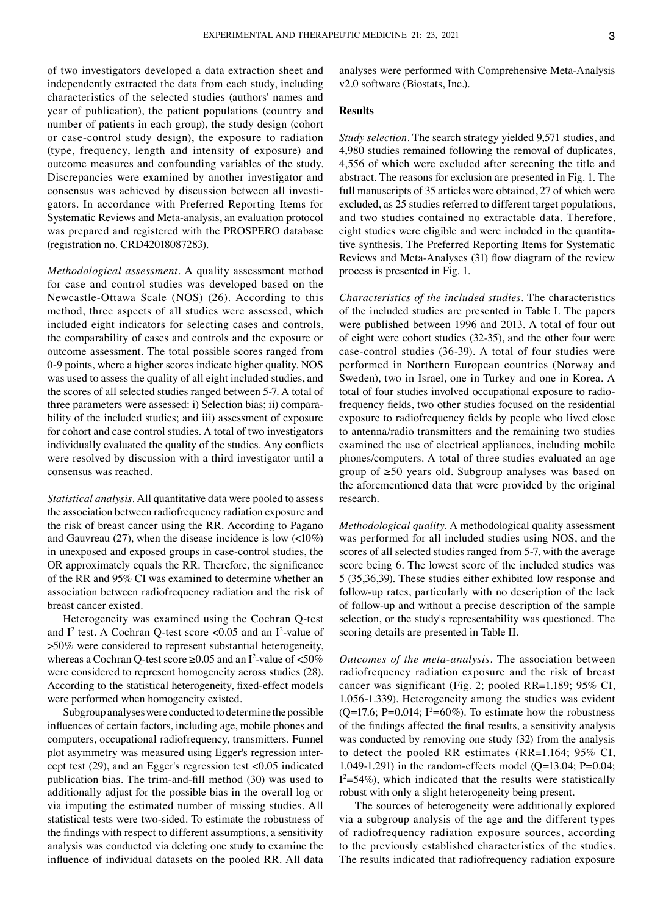of two investigators developed a data extraction sheet and independently extracted the data from each study, including characteristics of the selected studies (authors' names and year of publication), the patient populations (country and number of patients in each group), the study design (cohort or case-control study design), the exposure to radiation (type, frequency, length and intensity of exposure) and outcome measures and confounding variables of the study. Discrepancies were examined by another investigator and consensus was achieved by discussion between all investigators. In accordance with Preferred Reporting Items for Systematic Reviews and Meta-analysis, an evaluation protocol was prepared and registered with the PROSPERO database (registration no. CRD42018087283).

*Methodological assessment.* A quality assessment method for case and control studies was developed based on the Newcastle-Ottawa Scale (NOS) (26). According to this method, three aspects of all studies were assessed, which included eight indicators for selecting cases and controls, the comparability of cases and controls and the exposure or outcome assessment. The total possible scores ranged from 0-9 points, where a higher scores indicate higher quality. NOS was used to assess the quality of all eight included studies, and the scores of all selected studies ranged between 5-7. A total of three parameters were assessed: i) Selection bias; ii) comparability of the included studies; and iii) assessment of exposure for cohort and case control studies. A total of two investigators individually evaluated the quality of the studies. Any conflicts were resolved by discussion with a third investigator until a consensus was reached.

*Statistical analysis.* All quantitative data were pooled to assess the association between radiofrequency radiation exposure and the risk of breast cancer using the RR. According to Pagano and Gauvreau (27), when the disease incidence is low (<10%) in unexposed and exposed groups in case-control studies, the OR approximately equals the RR. Therefore, the significance of the RR and 95% CI was examined to determine whether an association between radiofrequency radiation and the risk of breast cancer existed.

Heterogeneity was examined using the Cochran Q-test and $I^2$ test. A Cochran Q-test score <0.05 and an $I^2$-value of >50% were considered to represent substantial heterogeneity, whereas a Cochran Q-test score ≥0.05 and an $I^2$-value of <50% were considered to represent homogeneity across studies (28). According to the statistical heterogeneity, fixed-effect models were performed when homogeneity existed.

Subgroup analyses were conducted to determine the possible influences of certain factors, including age, mobile phones and computers, occupational radiofrequency, transmitters. Funnel plot asymmetry was measured using Egger's regression intercept test (29), and an Egger's regression test <0.05 indicated publication bias. The trim-and-fill method (30) was used to additionally adjust for the possible bias in the overall log or via imputing the estimated number of missing studies. All statistical tests were two-sided. To estimate the robustness of the findings with respect to different assumptions, a sensitivity analysis was conducted via deleting one study to examine the influence of individual datasets on the pooled RR. All data analyses were performed with Comprehensive Meta-Analysis v2.0 software (Biostats, Inc.).

## Results

*Study selection.* The search strategy yielded 9,571 studies, and 4,980 studies remained following the removal of duplicates, 4,556 of which were excluded after screening the title and abstract. The reasons for exclusion are presented in Fig. 1. The full manuscripts of 35 articles were obtained, 27 of which were excluded, as 25 studies referred to different target populations, and two studies contained no extractable data. Therefore, eight studies were eligible and were included in the quantitative synthesis. The Preferred Reporting Items for Systematic Reviews and Meta-Analyses (31) flow diagram of the review process is presented in Fig. 1.

*Characteristics of the included studies.* The characteristics of the included studies are presented in Table I. The papers were published between 1996 and 2013. A total of four out of eight were cohort studies (32-35), and the other four were case-control studies (36-39). A total of four studies were performed in Northern European countries (Norway and Sweden), two in Israel, one in Turkey and one in Korea. A total of four studies involved occupational exposure to radiofrequency fields, two other studies focused on the residential exposure to radiofrequency fields by people who lived close to antenna/radio transmitters and the remaining two studies examined the use of electrical appliances, including mobile phones/computers. A total of three studies evaluated an age group of ≥50 years old. Subgroup analyses was based on the aforementioned data that were provided by the original research.

*Methodological quality.* A methodological quality assessment was performed for all included studies using NOS, and the scores of all selected studies ranged from 5-7, with the average score being 6. The lowest score of the included studies was 5 (35,36,39). These studies either exhibited low response and follow-up rates, particularly with no description of the lack of follow-up and without a precise description of the sample selection, or the study's representability was questioned. The scoring details are presented in Table II.

*Outcomes of the meta-analysis.* The association between radiofrequency radiation exposure and the risk of breast cancer was significant (Fig. 2; pooled RR=1.189; 95% CI, 1.056-1.339). Heterogeneity among the studies was evident (Q=17.6; P=0.014; $I^2$=60%). To estimate how the robustness of the findings affected the final results, a sensitivity analysis was conducted by removing one study (32) from the analysis to detect the pooled RR estimates (RR=1.164; 95% CI, 1.049-1.291) in the random-effects model (Q=13.04; P=0.04; $I^2$=54%), which indicated that the results were statistically robust with only a slight heterogeneity being present.

The sources of heterogeneity were additionally explored via a subgroup analysis of the age and the different types of radiofrequency radiation exposure sources, according to the previously established characteristics of the studies. The results indicated that radiofrequency radiation exposure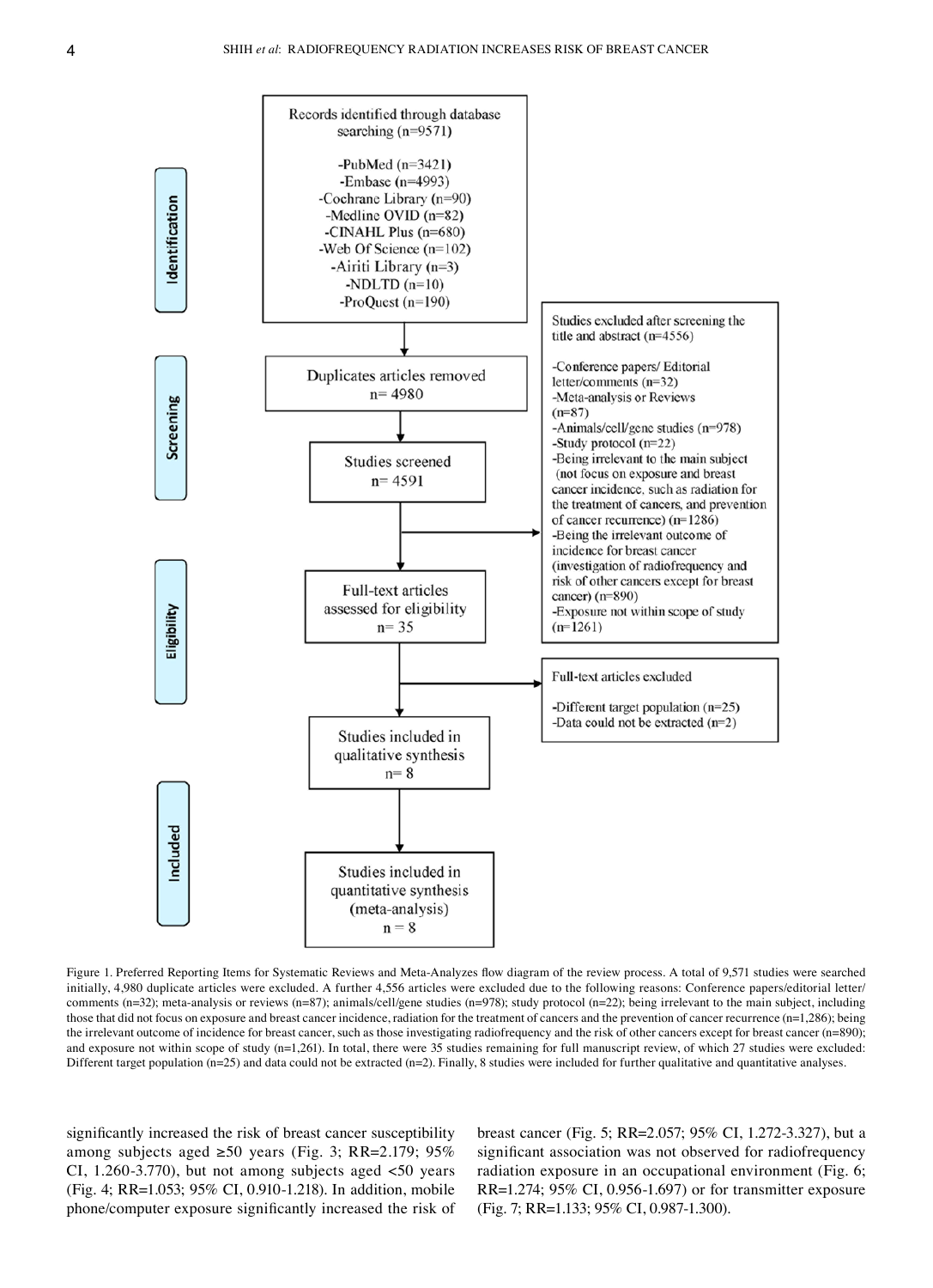Records identified through database searching (n=9571)

- PubMed (n=3421)
- Embase (n=4993)
- Cochrane Library (n=90)
- Medline OVID (n=82)
- CINAHL Plus (n=680)
- Web Of Science (n=102)
- Airiti Library (n=3)
- NDLTD (n=10)
- ProQuest (n=190)

Duplicates articles removed n= 4980

Studies screened n= 4591

Studies excluded after screening the title and abstract (n=4556)

- Conference papers/ Editorial letter/comments (n=32)
- Meta-analysis or Reviews (n=87)
- Animals/cell/gene studies (n=978)
- Study protocol (n=22)
- Being irrelevant to the main subject (not focus on exposure and breast cancer incidence, such as radiation for the treatment of cancers, and prevention of cancer recurrence) (n=1286)
- Being the irrelevant outcome of incidence for breast cancer (investigation of radiofrequency and risk of other cancers except for breast cancer) (n=890)
- Exposure not within scope of study (n=1261)

Full-text articles assessed for eligibility n= 35

Full-text articles excluded

- Different target population (n=25)
- Data could not be extracted (n=2)

Studies included in qualitative synthesis n= 8

Studies included in quantitative synthesis (meta-analysis) n = 8

Identification / Screening / Eligibility / Included

Figure 1. Preferred Reporting Items for Systematic Reviews and Meta-Analyzes flow diagram of the review process. A total of 9,571 studies were searched initially, 4,980 duplicate articles were excluded. A further 4,556 articles were excluded due to the following reasons: Conference papers/editorial letter/comments (n=32); meta-analysis or reviews (n=87); animals/cell/gene studies (n=978); study protocol (n=22); being irrelevant to the main subject, including those that did not focus on exposure and breast cancer incidence, radiation for the treatment of cancers and the prevention of cancer recurrence (n=1,286); being the irrelevant outcome of incidence for breast cancer, such as those investigating radiofrequency and the risk of other cancers except for breast cancer (n=890); and exposure not within scope of study (n=1,261). In total, there were 35 studies remaining for full manuscript review, of which 27 studies were excluded: Different target population (n=25) and data could not be extracted (n=2). Finally, 8 studies were included for further qualitative and quantitative analyses.

significantly increased the risk of breast cancer susceptibility among subjects aged ≥50 years (Fig. 3; RR=2.179; 95% CI, 1.260-3.770), but not among subjects aged <50 years (Fig. 4; RR=1.053; 95% CI, 0.910-1.218). In addition, mobile phone/computer exposure significantly increased the risk of breast cancer (Fig. 5; RR=2.057; 95% CI, 1.272-3.327), but a significant association was not observed for radiofrequency radiation exposure in an occupational environment (Fig. 6; RR=1.274; 95% CI, 0.956-1.697) or for transmitter exposure (Fig. 7; RR=1.133; 95% CI, 0.987-1.300).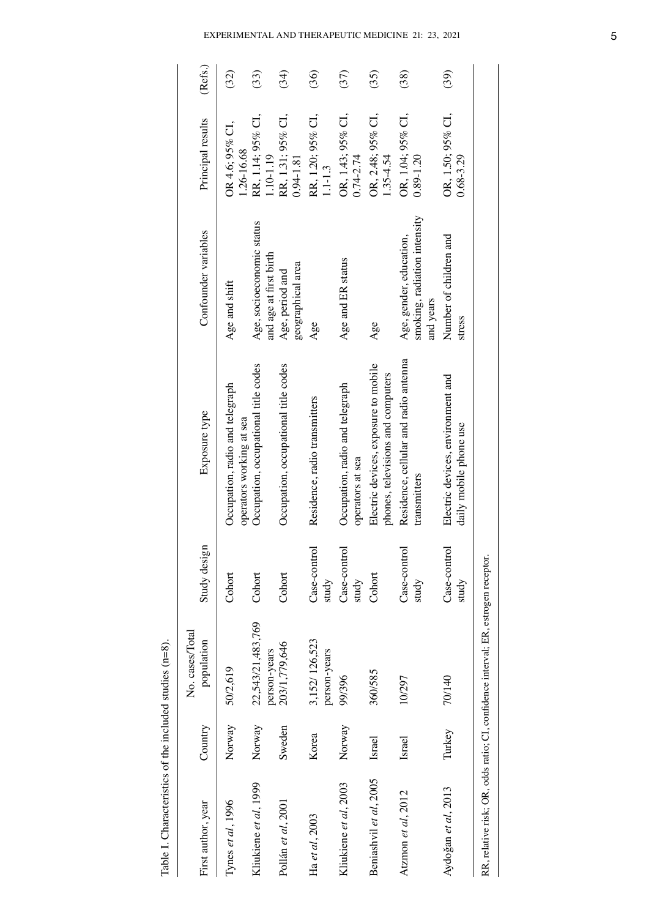Table I. Characteristics of the included studies (n=8).

| First author, year | Country | No. cases/Total population | Study design | Exposure type | Confounder variables | Principal results | (Refs.) |
|---|---|---|---|---|---|---|---|
| Tynes *et al*, 1996 | Norway | 50/2,619 | Cohort | Occupation, radio and telegraph operators working at sea | Age and shift | OR 4.6; 95% CI, 1.26-16.68 | (32) |
| Kliukiene *et al*, 1999 | Norway | 22,543/21,483,769 person-years | Cohort | Occupation, occupational title codes | Age, socioeconomic status and age at first birth | RR, 1.14; 95% CI, 1.10-1.19 | (33) |
| Pollán *et al*, 2001 | Sweden | 203/1,779,646 | Cohort | Occupation, occupational title codes | Age, period and geographical area | RR, 1.31; 95% CI, 0.94-1.81 | (34) |
| Ha *et al*, 2003 | Korea | 3,152/ 126,523 person-years | Case-control study | Residence, radio transmitters | Age | RR, 1.20; 95% CI, 1.1-1.3 | (36) |
| Kliukiene *et al*, 2003 | Norway | 99/396 | Case-control study | Occupation, radio and telegraph operators at sea | Age and ER status | OR, 1.43; 95% CI, 0.74-2.74 | (37) |
| Beniashvil *et al*, 2005 | Israel | 360/585 | Cohort | Electric devices, exposure to mobile phones, televisions and computers | Age | OR, 2.48; 95% CI, 1.35-4.54 | (35) |
| Atzmon *et al*, 2012 | Israel | 10/297 | Case-control study | Residence, cellular and radio antenna transmitters | Age, gender, education, smoking, radiation intensity and years | OR, 1.04; 95% CI, 0.89-1.20 | (38) |
| Aydoğan *et al*, 2013 | Turkey | 70/140 | Case-control study | Electric devices, environment and daily mobile phone use | Number of children and stress | OR, 1.50; 95% CI, 0.68-3.29 | (39) |

RR, relative risk; OR, odds ratio; CI, confidence interval; ER, estrogen receptor.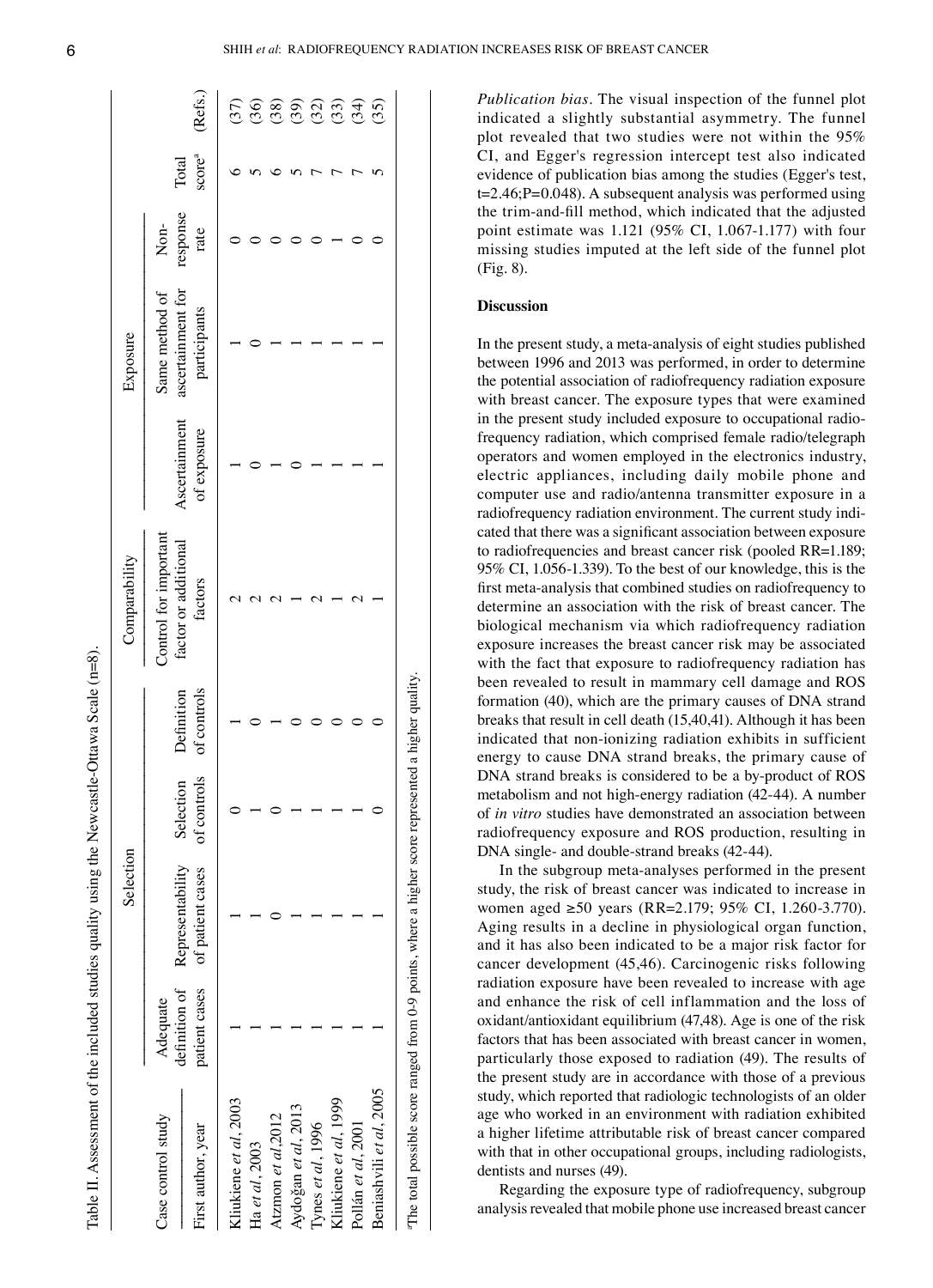Table II. Assessment of the included studies quality using the Newcastle-Ottawa Scale (n=8).

| Case control study | Selection | | | | Comparability | Exposure | | | | |
|---|---|---|---|---|---|---|---|---|---|---|
| First author, year | Adequate definition of patient cases | Representability of patient cases | Selection of controls | Definition of controls | Control for important factor or additional factors | Ascertainment of exposure | Same method of ascertainment for participants | Non-response rate | Total score[a] | (Refs.) |
| Kliukiene *et al*, 2003 | 1 | 1 | 0 | 1 | 2 | 1 | 1 | 0 | 6 | (37) |
| Ha *et al*, 2003 | 1 | 1 | 1 | 0 | 2 | 0 | 0 | 0 | 5 | (36) |
| Atzmon *et al*,2012 | 1 | 0 | 0 | 1 | 2 | 1 | 1 | 0 | 6 | (38) |
| Aydoğan *et al*, 2013 | 1 | 1 | 1 | 0 | 1 | 0 | 1 | 0 | 5 | (39) |
| Tynes *et al*, 1996 | 1 | 1 | 1 | 0 | 2 | 1 | 1 | 0 | 7 | (32) |
| Kliukiene *et al*, 1999 | 1 | 1 | 1 | 0 | 1 | 1 | 1 | 1 | 7 | (33) |
| Pollán *et al*, 2001 | 1 | 1 | 1 | 0 | 2 | 1 | 1 | 0 | 7 | (34) |
| Beniashvili *et al*, 2005 | 1 | 1 | 0 | 0 | 1 | 1 | 1 | 0 | 5 | (35) |

[a]The total possible score ranged from 0-9 points, where a higher score represented a higher quality.

*Publication bias*. The visual inspection of the funnel plot indicated a slightly substantial asymmetry. The funnel plot revealed that two studies were not within the 95% CI, and Egger's regression intercept test also indicated evidence of publication bias among the studies (Egger's test, t=2.46;P=0.048). A subsequent analysis was performed using the trim-and-fill method, which indicated that the adjusted point estimate was 1.121 (95% CI, 1.067-1.177) with four missing studies imputed at the left side of the funnel plot (Fig. 8).

## Discussion

In the present study, a meta-analysis of eight studies published between 1996 and 2013 was performed, in order to determine the potential association of radiofrequency radiation exposure with breast cancer. The exposure types that were examined in the present study included exposure to occupational radiofrequency radiation, which comprised female radio/telegraph operators and women employed in the electronics industry, electric appliances, including daily mobile phone and computer use and radio/antenna transmitter exposure in a radiofrequency radiation environment. The current study indicated that there was a significant association between exposure to radiofrequencies and breast cancer risk (pooled RR=1.189; 95% CI, 1.056-1.339). To the best of our knowledge, this is the first meta-analysis that combined studies on radiofrequency to determine an association with the risk of breast cancer. The biological mechanism via which radiofrequency radiation exposure increases the breast cancer risk may be associated with the fact that exposure to radiofrequency radiation has been revealed to result in mammary cell damage and ROS formation (40), which are the primary causes of DNA strand breaks that result in cell death (15,40,41). Although it has been indicated that non-ionizing radiation exhibits in sufficient energy to cause DNA strand breaks, the primary cause of DNA strand breaks is considered to be a by-product of ROS metabolism and not high-energy radiation (42-44). A number of *in vitro* studies have demonstrated an association between radiofrequency exposure and ROS production, resulting in DNA single- and double-strand breaks (42-44).

In the subgroup meta-analyses performed in the present study, the risk of breast cancer was indicated to increase in women aged ≥50 years (RR=2.179; 95% CI, 1.260-3.770). Aging results in a decline in physiological organ function, and it has also been indicated to be a major risk factor for cancer development (45,46). Carcinogenic risks following radiation exposure have been revealed to increase with age and enhance the risk of cell inflammation and the loss of oxidant/antioxidant equilibrium (47,48). Age is one of the risk factors that has been associated with breast cancer in women, particularly those exposed to radiation (49). The results of the present study are in accordance with those of a previous study, which reported that radiologic technologists of an older age who worked in an environment with radiation exhibited a higher lifetime attributable risk of breast cancer compared with that in other occupational groups, including radiologists, dentists and nurses (49).

Regarding the exposure type of radiofrequency, subgroup analysis revealed that mobile phone use increased breast cancer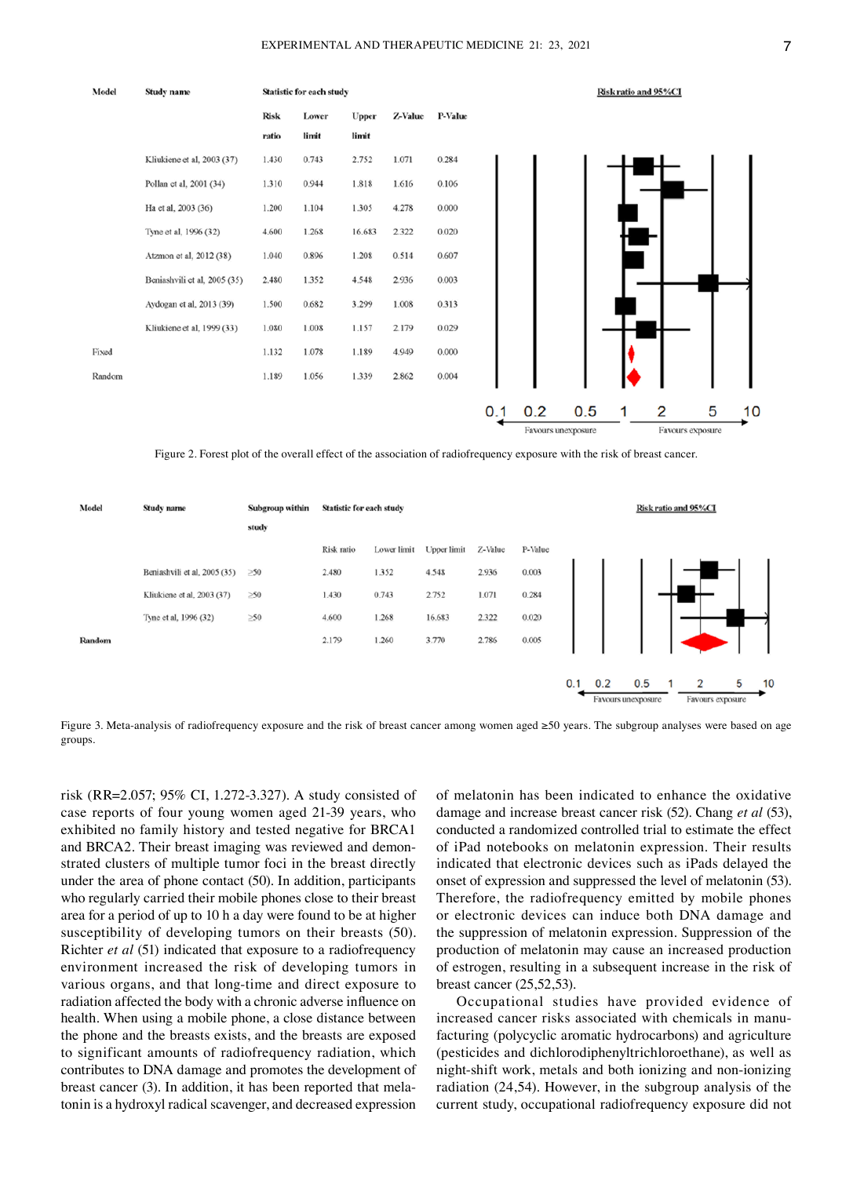| Model | Study name | Risk ratio | Lower limit | Upper limit | Z-Value | P-Value |
|---|---|---|---|---|---|---|
| | Kliukiene et al, 2003 (37) | 1.430 | 0.743 | 2.752 | 1.071 | 0.284 |
| | Pollan et al, 2001 (34) | 1.310 | 0.944 | 1.818 | 1.616 | 0.106 |
| | Ha et al, 2003 (36) | 1.200 | 1.104 | 1.305 | 4.278 | 0.000 |
| | Tyne et al, 1996 (32) | 4.600 | 1.268 | 16.683 | 2.322 | 0.020 |
| | Atzmon et al, 2012 (38) | 1.040 | 0.896 | 1.208 | 0.514 | 0.607 |
| | Beniashvili et al, 2005 (35) | 2.480 | 1.352 | 4.548 | 2.936 | 0.003 |
| | Aydogan et al, 2013 (39) | 1.500 | 0.682 | 3.299 | 1.008 | 0.313 |
| | Kliukiene et al, 1999 (33) | 1.080 | 1.008 | 1.157 | 2.179 | 0.029 |
| Fixed | | 1.132 | 1.078 | 1.189 | 4.949 | 0.000 |
| Random | | 1.189 | 1.056 | 1.339 | 2.862 | 0.004 |

Figure 2. Forest plot of the overall effect of the association of radiofrequency exposure with the risk of breast cancer.

| Model | Study name | Subgroup within study | Risk ratio | Lower limit | Upper limit | Z-Value | P-Value |
|---|---|---|---|---|---|---|---|
| | Beniashvili et al, 2005 (35) | ≥50 | 2.480 | 1.352 | 4.548 | 2.936 | 0.003 |
| | Kliukiene et al, 2003 (37) | ≥50 | 1.430 | 0.743 | 2.752 | 1.071 | 0.284 |
| | Tyne et al, 1996 (32) | ≥50 | 4.600 | 1.268 | 16.683 | 2.322 | 0.020 |
| Random | | | 2.179 | 1.260 | 3.770 | 2.786 | 0.005 |

Figure 3. Meta-analysis of radiofrequency exposure and the risk of breast cancer among women aged ≥50 years. The subgroup analyses were based on age groups.

risk (RR=2.057; 95% CI, 1.272-3.327). A study consisted of case reports of four young women aged 21-39 years, who exhibited no family history and tested negative for BRCA1 and BRCA2. Their breast imaging was reviewed and demonstrated clusters of multiple tumor foci in the breast directly under the area of phone contact (50). In addition, participants who regularly carried their mobile phones close to their breast area for a period of up to 10 h a day were found to be at higher susceptibility of developing tumors on their breasts (50). Richter *et al* (51) indicated that exposure to a radiofrequency environment increased the risk of developing tumors in various organs, and that long-time and direct exposure to radiation affected the body with a chronic adverse influence on health. When using a mobile phone, a close distance between the phone and the breasts exists, and the breasts are exposed to significant amounts of radiofrequency radiation, which contributes to DNA damage and promotes the development of breast cancer (3). In addition, it has been reported that melatonin is a hydroxyl radical scavenger, and decreased expression of melatonin has been indicated to enhance the oxidative damage and increase breast cancer risk (52). Chang *et al* (53), conducted a randomized controlled trial to estimate the effect of iPad notebooks on melatonin expression. Their results indicated that electronic devices such as iPads delayed the onset of expression and suppressed the level of melatonin (53). Therefore, the radiofrequency emitted by mobile phones or electronic devices can induce both DNA damage and the suppression of melatonin expression. Suppression of the production of melatonin may cause an increased production of estrogen, resulting in a subsequent increase in the risk of breast cancer (25,52,53).

Occupational studies have provided evidence of increased cancer risks associated with chemicals in manufacturing (polycyclic aromatic hydrocarbons) and agriculture (pesticides and dichlorodiphenyltrichloroethane), as well as night-shift work, metals and both ionizing and non-ionizing radiation (24,54). However, in the subgroup analysis of the current study, occupational radiofrequency exposure did not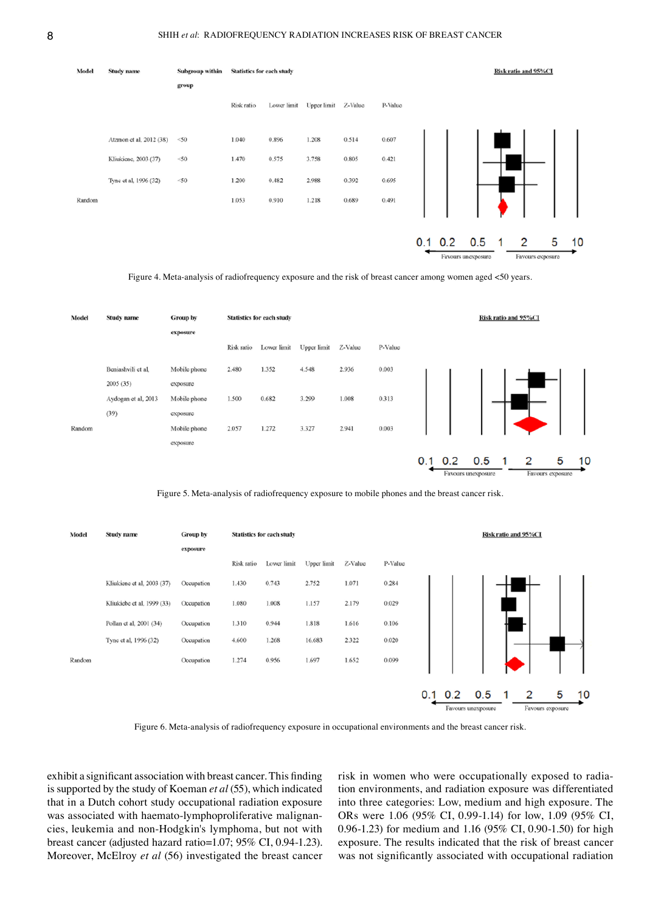| Model | Study name | Subgroup within group | Risk ratio | Lower limit | Upper limit | Z-Value | P-Value |
|---|---|---|---|---|---|---|---|
| | Atzmon et al, 2012 (38) | <50 | 1.040 | 0.896 | 1.208 | 0.514 | 0.607 |
| | Kliukiene, 2003 (37) | <50 | 1.470 | 0.575 | 3.758 | 0.805 | 0.421 |
| | Tyne et al, 1996 (32) | <50 | 1.200 | 0.482 | 2.988 | 0.392 | 0.695 |
| Random | | | 1.053 | 0.910 | 1.218 | 0.689 | 0.491 |

Figure 4. Meta-analysis of radiofrequency exposure and the risk of breast cancer among women aged <50 years.

| Model | Study name | Group by exposure | Risk ratio | Lower limit | Upper limit | Z-Value | P-Value |
|---|---|---|---|---|---|---|---|
| | Beniashvili et al, 2005 (35) | Mobile phone exposure | 2.480 | 1.352 | 4.548 | 2.936 | 0.003 |
| | Aydogan et al, 2013 (39) | Mobile phone exposure | 1.500 | 0.682 | 3.299 | 1.008 | 0.313 |
| Random | | Mobile phone exposure | 2.057 | 1.272 | 3.327 | 2.941 | 0.003 |

Figure 5. Meta-analysis of radiofrequency exposure to mobile phones and the breast cancer risk.

| Model | Study name | Group by exposure | Risk ratio | Lower limit | Upper limit | Z-Value | P-Value |
|---|---|---|---|---|---|---|---|
| | Kliukiene et al, 2003 (37) | Occupation | 1.430 | 0.743 | 2.752 | 1.071 | 0.284 |
| | Kliukiebe et al, 1999 (33) | Occupation | 1.080 | 1.008 | 1.157 | 2.179 | 0.029 |
| | Pollan et al, 2001 (34) | Occupation | 1.310 | 0.944 | 1.818 | 1.616 | 0.106 |
| | Tyne et al, 1996 (32) | Occupation | 4.600 | 1.268 | 16.683 | 2.322 | 0.020 |
| Random | | Occupation | 1.274 | 0.956 | 1.697 | 1.652 | 0.099 |

Figure 6. Meta-analysis of radiofrequency exposure in occupational environments and the breast cancer risk.

exhibit a significant association with breast cancer. This finding is supported by the study of Koeman *et al* (55), which indicated that in a Dutch cohort study occupational radiation exposure was associated with haemato-lymphoproliferative malignancies, leukemia and non-Hodgkin's lymphoma, but not with breast cancer (adjusted hazard ratio=1.07; 95% CI, 0.94-1.23). Moreover, McElroy *et al* (56) investigated the breast cancer risk in women who were occupationally exposed to radiation environments, and radiation exposure was differentiated into three categories: Low, medium and high exposure. The ORs were 1.06 (95% CI, 0.99-1.14) for low, 1.09 (95% CI, 0.96-1.23) for medium and 1.16 (95% CI, 0.90-1.50) for high exposure. The results indicated that the risk of breast cancer was not significantly associated with occupational radiation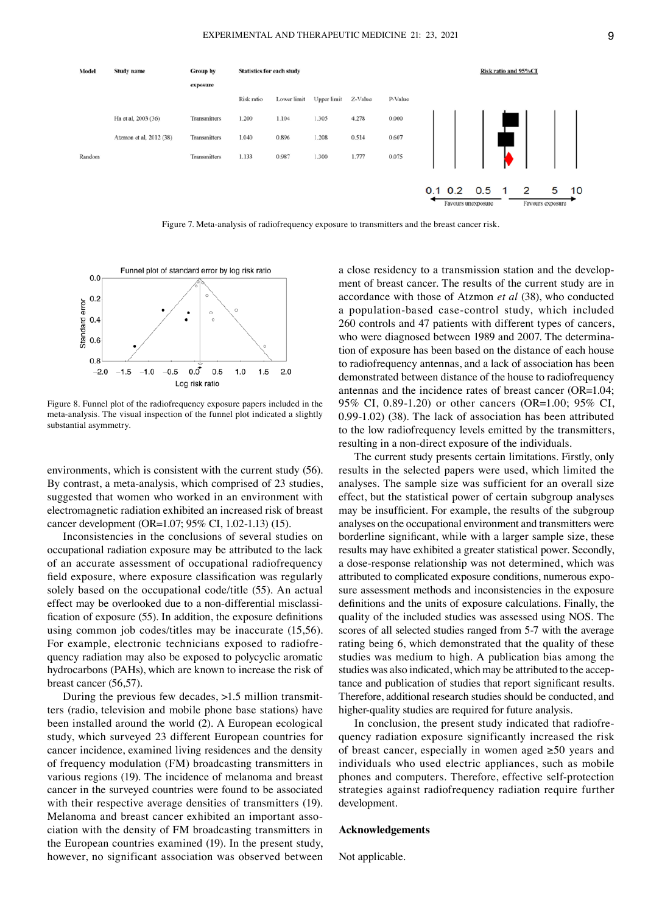| Model | Study name | Group by exposure | Statistics for each study | | | | |
|---|---|---|---|---|---|---|---|
| | | | Risk ratio | Lower limit | Upper limit | Z-Value | P-Value |
| | Ha et al, 2003 (36) | Transmitters | 1.200 | 1.104 | 1.305 | 4.278 | 0.000 |
| | Atzmon et al, 2012 (38) | Transmitters | 1.040 | 0.896 | 1.208 | 0.514 | 0.607 |
| Random | | Transmitters | 1.133 | 0.987 | 1.300 | 1.777 | 0.075 |

Figure 7. Meta-analysis of radiofrequency exposure to transmitters and the breast cancer risk.

Figure 8. Funnel plot of the radiofrequency exposure papers included in the meta-analysis. The visual inspection of the funnel plot indicated a slightly substantial asymmetry.

environments, which is consistent with the current study (56). By contrast, a meta-analysis, which comprised of 23 studies, suggested that women who worked in an environment with electromagnetic radiation exhibited an increased risk of breast cancer development (OR=1.07; 95% CI, 1.02-1.13) (15).

Inconsistencies in the conclusions of several studies on occupational radiation exposure may be attributed to the lack of an accurate assessment of occupational radiofrequency field exposure, where exposure classification was regularly solely based on the occupational code/title (55). An actual effect may be overlooked due to a non-differential misclassification of exposure (55). In addition, the exposure definitions using common job codes/titles may be inaccurate (15,56). For example, electronic technicians exposed to radiofrequency radiation may also be exposed to polycyclic aromatic hydrocarbons (PAHs), which are known to increase the risk of breast cancer (56,57).

During the previous few decades, >1.5 million transmitters (radio, television and mobile phone base stations) have been installed around the world (2). A European ecological study, which surveyed 23 different European countries for cancer incidence, examined living residences and the density of frequency modulation (FM) broadcasting transmitters in various regions (19). The incidence of melanoma and breast cancer in the surveyed countries were found to be associated with their respective average densities of transmitters (19). Melanoma and breast cancer exhibited an important association with the density of FM broadcasting transmitters in the European countries examined (19). In the present study, however, no significant association was observed between a close residency to a transmission station and the development of breast cancer. The results of the current study are in accordance with those of Atzmon *et al* (38), who conducted a population-based case-control study, which included 260 controls and 47 patients with different types of cancers, who were diagnosed between 1989 and 2007. The determination of exposure has been based on the distance of each house to radiofrequency antennas, and a lack of association has been demonstrated between distance of the house to radiofrequency antennas and the incidence rates of breast cancer (OR=1.04; 95% CI, 0.89-1.20) or other cancers (OR=1.00; 95% CI, 0.99-1.02) (38). The lack of association has been attributed to the low radiofrequency levels emitted by the transmitters, resulting in a non-direct exposure of the individuals.

The current study presents certain limitations. Firstly, only results in the selected papers were used, which limited the analyses. The sample size was sufficient for an overall size effect, but the statistical power of certain subgroup analyses may be insufficient. For example, the results of the subgroup analyses on the occupational environment and transmitters were borderline significant, while with a larger sample size, these results may have exhibited a greater statistical power. Secondly, a dose-response relationship was not determined, which was attributed to complicated exposure conditions, numerous exposure assessment methods and inconsistencies in the exposure definitions and the units of exposure calculations. Finally, the quality of the included studies was assessed using NOS. The scores of all selected studies ranged from 5-7 with the average rating being 6, which demonstrated that the quality of these studies was medium to high. A publication bias among the studies was also indicated, which may be attributed to the acceptance and publication of studies that report significant results. Therefore, additional research studies should be conducted, and higher-quality studies are required for future analysis.

In conclusion, the present study indicated that radiofrequency radiation exposure significantly increased the risk of breast cancer, especially in women aged ≥50 years and individuals who used electric appliances, such as mobile phones and computers. Therefore, effective self-protection strategies against radiofrequency radiation require further development.

## Acknowledgements

Not applicable.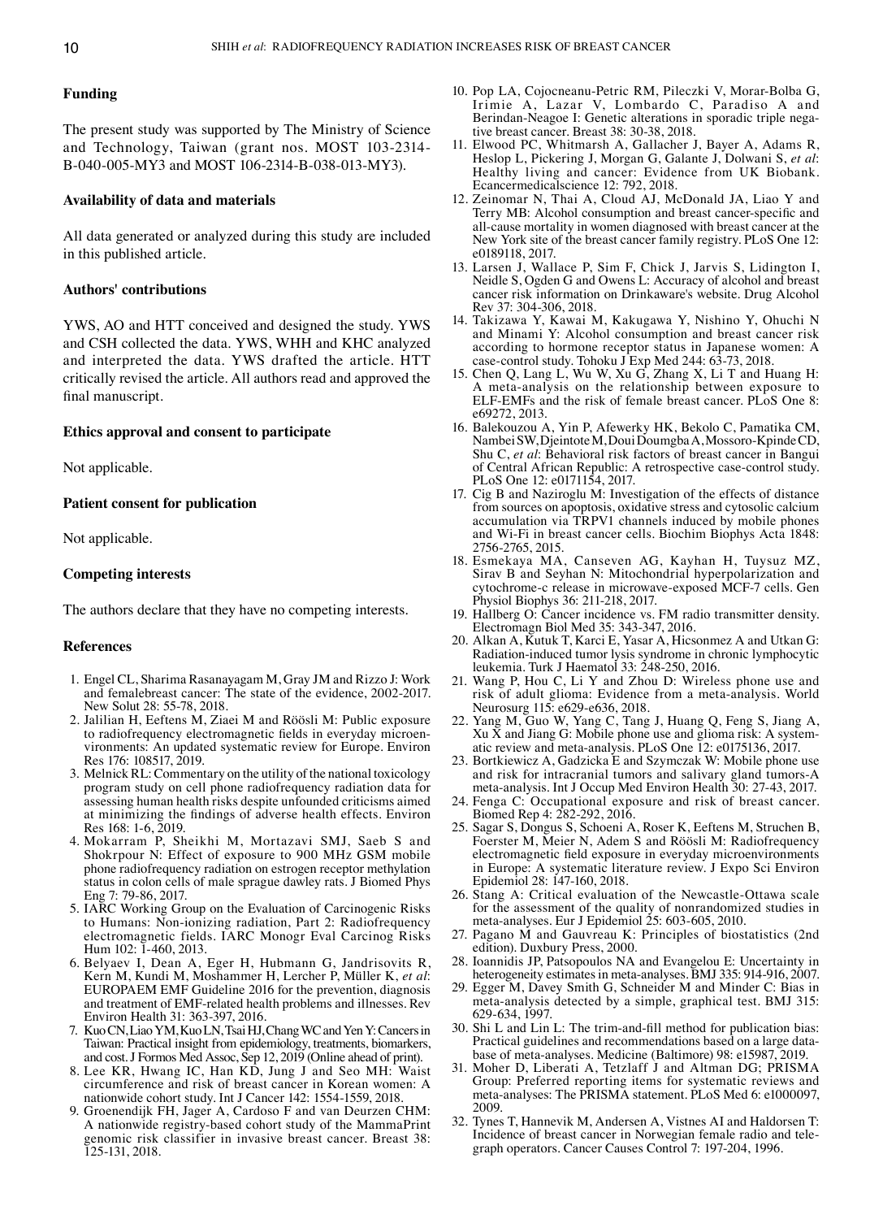## Funding

The present study was supported by The Ministry of Science and Technology, Taiwan (grant nos. MOST 103-2314-B-040-005-MY3 and MOST 106-2314-B-038-013-MY3).

## Availability of data and materials

All data generated or analyzed during this study are included in this published article.

## Authors' contributions

YWS, AO and HTT conceived and designed the study. YWS and CSH collected the data. YWS, WHH and KHC analyzed and interpreted the data. YWS drafted the article. HTT critically revised the article. All authors read and approved the final manuscript.

## Ethics approval and consent to participate

Not applicable.

## Patient consent for publication

Not applicable.

## Competing interests

The authors declare that they have no competing interests.

## References

1. Engel CL, Sharima Rasanayagam M, Gray JM and Rizzo J: Work and femalebreast cancer: The state of the evidence, 2002-2017. New Solut 28: 55-78, 2018.
2. Jalilian H, Eeftens M, Ziaei M and Röösli M: Public exposure to radiofrequency electromagnetic fields in everyday microenvironments: An updated systematic review for Europe. Environ Res 176: 108517, 2019.
3. Melnick RL: Commentary on the utility of the national toxicology program study on cell phone radiofrequency radiation data for assessing human health risks despite unfounded criticisms aimed at minimizing the findings of adverse health effects. Environ Res 168: 1-6, 2019.
4. Mokarram P, Sheikhi M, Mortazavi SMJ, Saeb S and Shokrpour N: Effect of exposure to 900 MHz GSM mobile phone radiofrequency radiation on estrogen receptor methylation status in colon cells of male sprague dawley rats. J Biomed Phys Eng 7: 79-86, 2017.
5. IARC Working Group on the Evaluation of Carcinogenic Risks to Humans: Non-ionizing radiation, Part 2: Radiofrequency electromagnetic fields. IARC Monogr Eval Carcinog Risks Hum 102: 1-460, 2013.
6. Belyaev I, Dean A, Eger H, Hubmann G, Jandrisovits R, Kern M, Kundi M, Moshammer H, Lercher P, Müller K, *et al*: EUROPAEM EMF Guideline 2016 for the prevention, diagnosis and treatment of EMF-related health problems and illnesses. Rev Environ Health 31: 363-397, 2016.
7. Kuo CN, Liao YM, Kuo LN, Tsai HJ, Chang WC and Yen Y: Cancers in Taiwan: Practical insight from epidemiology, treatments, biomarkers, and cost. J Formos Med Assoc, Sep 12, 2019 (Online ahead of print).
8. Lee KR, Hwang IC, Han KD, Jung J and Seo MH: Waist circumference and risk of breast cancer in Korean women: A nationwide cohort study. Int J Cancer 142: 1554-1559, 2018.
9. Groenendijk FH, Jager A, Cardoso F and van Deurzen CHM: A nationwide registry-based cohort study of the MammaPrint genomic risk classifier in invasive breast cancer. Breast 38: 125-131, 2018.
10. Pop LA, Cojocneanu-Petric RM, Pileczki V, Morar-Bolba G, Irimie A, Lazar V, Lombardo C, Paradiso A and Berindan-Neagoe I: Genetic alterations in sporadic triple negative breast cancer. Breast 38: 30-38, 2018.
11. Elwood PC, Whitmarsh A, Gallacher J, Bayer A, Adams R, Heslop L, Pickering J, Morgan G, Galante J, Dolwani S, *et al*: Healthy living and cancer: Evidence from UK Biobank. Ecancermedicalscience 12: 792, 2018.
12. Zeinomar N, Thai A, Cloud AJ, McDonald JA, Liao Y and Terry MB: Alcohol consumption and breast cancer-specific and all-cause mortality in women diagnosed with breast cancer at the New York site of the breast cancer family registry. PLoS One 12: e0189118, 2017.
13. Larsen J, Wallace P, Sim F, Chick J, Jarvis S, Lidington I, Neidle S, Ogden G and Owens L: Accuracy of alcohol and breast cancer risk information on Drinkaware's website. Drug Alcohol Rev 37: 304-306, 2018.
14. Takizawa Y, Kawai M, Kakugawa Y, Nishino Y, Ohuchi N and Minami Y: Alcohol consumption and breast cancer risk according to hormone receptor status in Japanese women: A case-control study. Tohoku J Exp Med 244: 63-73, 2018.
15. Chen Q, Lang L, Wu W, Xu G, Zhang X, Li T and Huang H: A meta-analysis on the relationship between exposure to ELF-EMFs and the risk of female breast cancer. PLoS One 8: e69272, 2013.
16. Balekouzou A, Yin P, Afewerky HK, Bekolo C, Pamatika CM, Nambei SW, Djeintote M, Doui Doumgba A, Mossoro-Kpinde CD, Shu C, *et al*: Behavioral risk factors of breast cancer in Bangui of Central African Republic: A retrospective case-control study. PLoS One 12: e0171154, 2017.
17. Cig B and Naziroglu M: Investigation of the effects of distance from sources on apoptosis, oxidative stress and cytosolic calcium accumulation via TRPV1 channels induced by mobile phones and Wi-Fi in breast cancer cells. Biochim Biophys Acta 1848: 2756-2765, 2015.
18. Esmekaya MA, Canseven AG, Kayhan H, Tuysuz MZ, Sirav B and Seyhan N: Mitochondrial hyperpolarization and cytochrome-c release in microwave-exposed MCF-7 cells. Gen Physiol Biophys 36: 211-218, 2017.
19. Hallberg O: Cancer incidence vs. FM radio transmitter density. Electromagn Biol Med 35: 343-347, 2016.
20. Alkan A, Kutuk T, Karci E, Yasar A, Hicsonmez A and Utkan G: Radiation-induced tumor lysis syndrome in chronic lymphocytic leukemia. Turk J Haematol 33: 248-250, 2016.
21. Wang P, Hou C, Li Y and Zhou D: Wireless phone use and risk of adult glioma: Evidence from a meta-analysis. World Neurosurg 115: e629-e636, 2018.
22. Yang M, Guo W, Yang C, Tang J, Huang Q, Feng S, Jiang A, Xu X and Jiang G: Mobile phone use and glioma risk: A systematic review and meta-analysis. PLoS One 12: e0175136, 2017.
23. Bortkiewicz A, Gadzicka E and Szymczak W: Mobile phone use and risk for intracranial tumors and salivary gland tumors-A meta-analysis. Int J Occup Med Environ Health 30: 27-43, 2017.
24. Fenga C: Occupational exposure and risk of breast cancer. Biomed Rep 4: 282-292, 2016.
25. Sagar S, Dongus S, Schoeni A, Roser K, Eeftens M, Struchen B, Foerster M, Meier N, Adem S and Röösli M: Radiofrequency electromagnetic field exposure in everyday microenvironments in Europe: A systematic literature review. J Expo Sci Environ Epidemiol 28: 147-160, 2018.
26. Stang A: Critical evaluation of the Newcastle-Ottawa scale for the assessment of the quality of nonrandomized studies in meta-analyses. Eur J Epidemiol 25: 603-605, 2010.
27. Pagano M and Gauvreau K: Principles of biostatistics (2nd edition). Duxbury Press, 2000.
28. Ioannidis JP, Patsopoulos NA and Evangelou E: Uncertainty in heterogeneity estimates in meta-analyses. BMJ 335: 914-916, 2007.
29. Egger M, Davey Smith G, Schneider M and Minder C: Bias in meta-analysis detected by a simple, graphical test. BMJ 315: 629-634, 1997.
30. Shi L and Lin L: The trim-and-fill method for publication bias: Practical guidelines and recommendations based on a large database of meta-analyses. Medicine (Baltimore) 98: e15987, 2019.
31. Moher D, Liberati A, Tetzlaff J and Altman DG; PRISMA Group: Preferred reporting items for systematic reviews and meta-analyses: The PRISMA statement. PLoS Med 6: e1000097, 2009.
32. Tynes T, Hannevik M, Andersen A, Vistnes AI and Haldorsen T: Incidence of breast cancer in Norwegian female radio and telegraph operators. Cancer Causes Control 7: 197-204, 1996.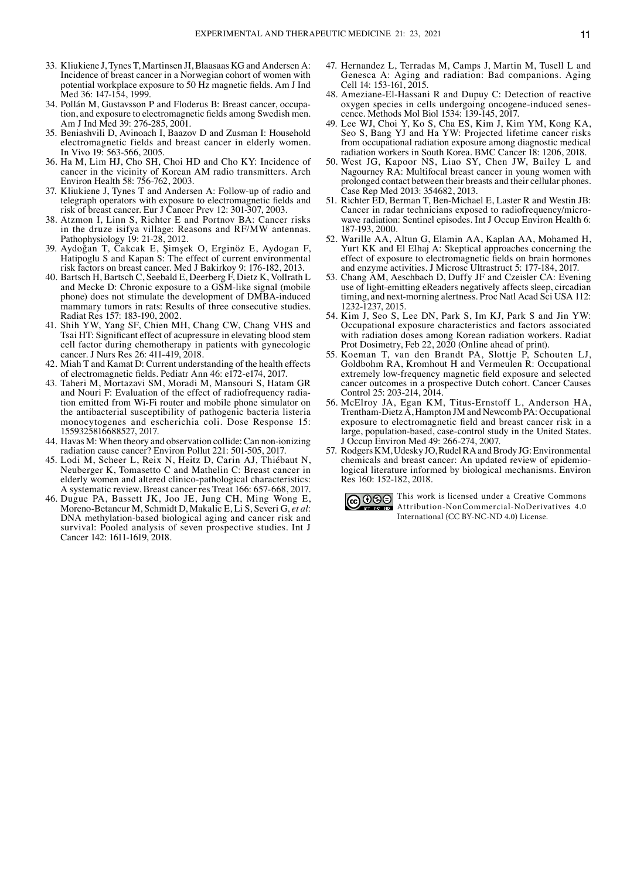33. Kliukiene J, Tynes T, Martinsen JI, Blaasaas KG and Andersen A: Incidence of breast cancer in a Norwegian cohort of women with potential workplace exposure to 50 Hz magnetic fields. Am J Ind Med 36: 147-154, 1999.
34. Pollán M, Gustavsson P and Floderus B: Breast cancer, occupation, and exposure to electromagnetic fields among Swedish men. Am J Ind Med 39: 276-285, 2001.
35. Beniashvili D, Avinoach I, Baazov D and Zusman I: Household electromagnetic fields and breast cancer in elderly women. In Vivo 19: 563-566, 2005.
36. Ha M, Lim HJ, Cho SH, Choi HD and Cho KY: Incidence of cancer in the vicinity of Korean AM radio transmitters. Arch Environ Health 58: 756-762, 2003.
37. Kliukiene J, Tynes T and Andersen A: Follow-up of radio and telegraph operators with exposure to electromagnetic fields and risk of breast cancer. Eur J Cancer Prev 12: 301-307, 2003.
38. Atzmon I, Linn S, Richter E and Portnov BA: Cancer risks in the druze isifya village: Reasons and RF/MW antennas. Pathophysiology 19: 21-28, 2012.
39. Aydoğan T, Çakcak E, Şimşek O, Erginöz E, Aydogan F, Hatipoglu S and Kapan S: The effect of current environmental risk factors on breast cancer. Med J Bakirkoy 9: 176-182, 2013.
40. Bartsch H, Bartsch C, Seebald E, Deerberg F, Dietz K, Vollrath L and Mecke D: Chronic exposure to a GSM-like signal (mobile phone) does not stimulate the development of DMBA-induced mammary tumors in rats: Results of three consecutive studies. Radiat Res 157: 183-190, 2002.
41. Shih YW, Yang SF, Chien MH, Chang CW, Chang VHS and Tsai HT: Significant effect of acupressure in elevating blood stem cell factor during chemotherapy in patients with gynecologic cancer. J Nurs Res 26: 411-419, 2018.
42. Miah T and Kamat D: Current understanding of the health effects of electromagnetic fields. Pediatr Ann 46: e172-e174, 2017.
43. Taheri M, Mortazavi SM, Moradi M, Mansouri S, Hatam GR and Nouri F: Evaluation of the effect of radiofrequency radiation emitted from Wi-Fi router and mobile phone simulator on the antibacterial susceptibility of pathogenic bacteria listeria monocytogenes and escherichia coli. Dose Response 15: 1559325816688527, 2017.
44. Havas M: When theory and observation collide: Can non-ionizing radiation cause cancer? Environ Pollut 221: 501-505, 2017.
45. Lodi M, Scheer L, Reix N, Heitz D, Carin AJ, Thiébaut N, Neuberger K, Tomasetto C and Mathelin C: Breast cancer in elderly women and altered clinico-pathological characteristics: A systematic review. Breast cancer res Treat 166: 657-668, 2017.
46. Dugue PA, Bassett JK, Joo JE, Jung CH, Ming Wong E, Moreno-Betancur M, Schmidt D, Makalic E, Li S, Severi G, *et al*: DNA methylation-based biological aging and cancer risk and survival: Pooled analysis of seven prospective studies. Int J Cancer 142: 1611-1619, 2018.
47. Hernandez L, Terradas M, Camps J, Martin M, Tusell L and Genesca A: Aging and radiation: Bad companions. Aging Cell 14: 153-161, 2015.
48. Ameziane-El-Hassani R and Dupuy C: Detection of reactive oxygen species in cells undergoing oncogene-induced senescence. Methods Mol Biol 1534: 139-145, 2017.
49. Lee WJ, Choi Y, Ko S, Cha ES, Kim J, Kim YM, Kong KA, Seo S, Bang YJ and Ha YW: Projected lifetime cancer risks from occupational radiation exposure among diagnostic medical radiation workers in South Korea. BMC Cancer 18: 1206, 2018.
50. West JG, Kapoor NS, Liao SY, Chen JW, Bailey L and Nagourney RA: Multifocal breast cancer in young women with prolonged contact between their breasts and their cellular phones. Case Rep Med 2013: 354682, 2013.
51. Richter ED, Berman T, Ben-Michael E, Laster R and Westin JB: Cancer in radar technicians exposed to radiofrequency/microwave radiation: Sentinel episodes. Int J Occup Environ Health 6: 187-193, 2000.
52. Warille AA, Altun G, Elamin AA, Kaplan AA, Mohamed H, Yurt KK and El Elhaj A: Skeptical approaches concerning the effect of exposure to electromagnetic fields on brain hormones and enzyme activities. J Microsc Ultrastruct 5: 177-184, 2017.
53. Chang AM, Aeschbach D, Duffy JF and Czeisler CA: Evening use of light-emitting eReaders negatively affects sleep, circadian timing, and next-morning alertness. Proc Natl Acad Sci USA 112: 1232-1237, 2015.
54. Kim J, Seo S, Lee DN, Park S, Im KJ, Park S and Jin YW: Occupational exposure characteristics and factors associated with radiation doses among Korean radiation workers. Radiat Prot Dosimetry, Feb 22, 2020 (Online ahead of print).
55. Koeman T, van den Brandt PA, Slottje P, Schouten LJ, Goldbohm RA, Kromhout H and Vermeulen R: Occupational extremely low-frequency magnetic field exposure and selected cancer outcomes in a prospective Dutch cohort. Cancer Causes Control 25: 203-214, 2014.
56. McElroy JA, Egan KM, Titus-Ernstoff L, Anderson HA, Trentham-Dietz A, Hampton JM and Newcomb PA: Occupational exposure to electromagnetic field and breast cancer risk in a large, population-based, case-control study in the United States. J Occup Environ Med 49: 266-274, 2007.
57. Rodgers KM, Udesky JO, Rudel RA and Brody JG: Environmental chemicals and breast cancer: An updated review of epidemiological literature informed by biological mechanisms. Environ Res 160: 152-182, 2018.

This work is licensed under a Creative Commons Attribution-NonCommercial-NoDerivatives 4.0 International (CC BY-NC-ND 4.0) License.